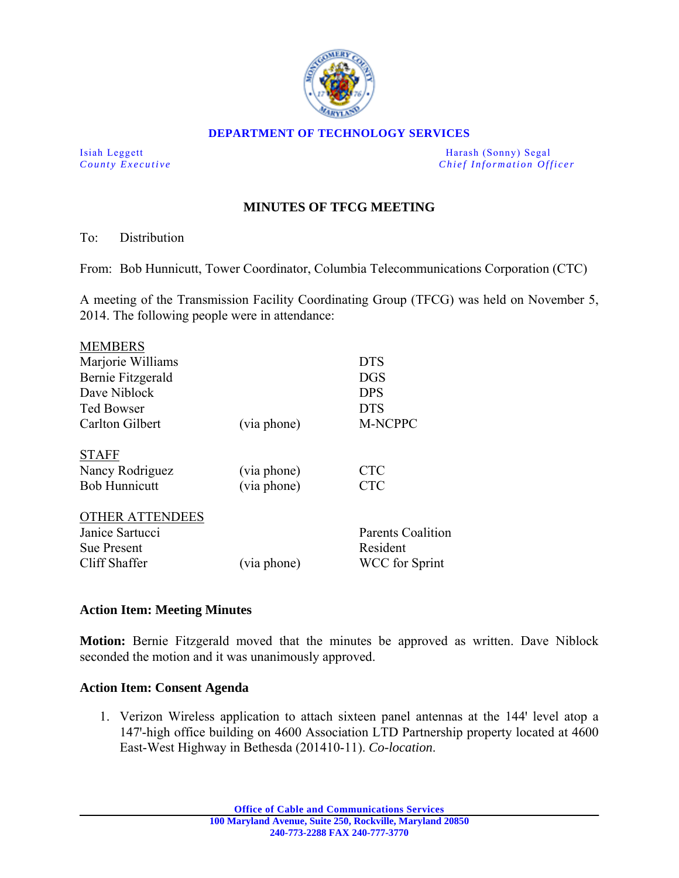**DEPARTMENT OF TECHNOLOGY SERVICES**

Isiah Leggett
*County Executive*

Harash (Sonny) Segal
*Chief Information Officer*

## MINUTES OF TFCG MEETING

To: Distribution

From: Bob Hunnicutt, Tower Coordinator, Columbia Telecommunications Corporation (CTC)

A meeting of the Transmission Facility Coordinating Group (TFCG) was held on November 5, 2014. The following people were in attendance:

| | | |
|---|---|---|
| <u>MEMBERS</u> | | |
| Marjorie Williams | | DTS |
| Bernie Fitzgerald | | DGS |
| Dave Niblock | | DPS |
| Ted Bowser | | DTS |
| Carlton Gilbert | (via phone) | M-NCPPC |
| <u>STAFF</u> | | |
| Nancy Rodriguez | (via phone) | CTC |
| Bob Hunnicutt | (via phone) | CTC |
| <u>OTHER ATTENDEES</u> | | |
| Janice Sartucci | | Parents Coalition |
| Sue Present | | Resident |
| Cliff Shaffer | (via phone) | WCC for Sprint |

### Action Item: Meeting Minutes

**Motion:** Bernie Fitzgerald moved that the minutes be approved as written. Dave Niblock seconded the motion and it was unanimously approved.

### Action Item: Consent Agenda

1. Verizon Wireless application to attach sixteen panel antennas at the 144' level atop a 147'-high office building on 4600 Association LTD Partnership property located at 4600 East-West Highway in Bethesda (201410-11). *Co-location.*

**Office of Cable and Communications Services**
**100 Maryland Avenue, Suite 250, Rockville, Maryland 20850**
**240-773-2288 FAX 240-777-3770**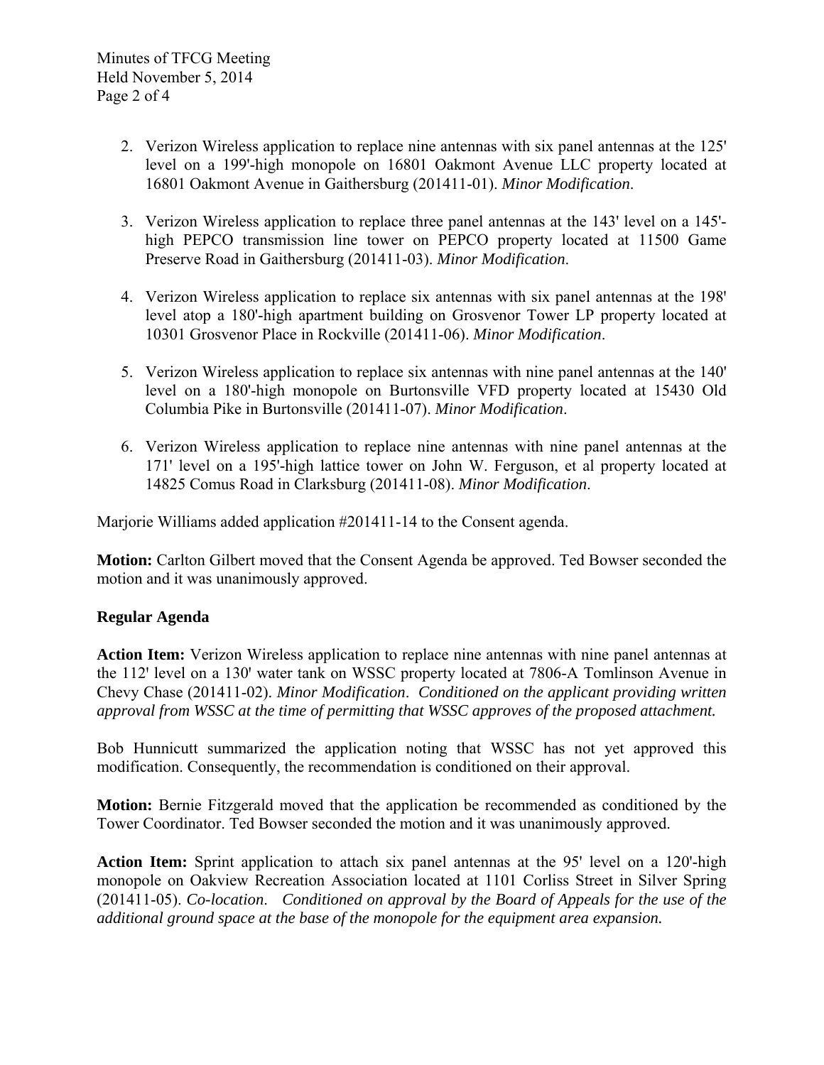2. Verizon Wireless application to replace nine antennas with six panel antennas at the 125' level on a 199'-high monopole on 16801 Oakmont Avenue LLC property located at 16801 Oakmont Avenue in Gaithersburg (201411-01). *Minor Modification*.

3. Verizon Wireless application to replace three panel antennas at the 143' level on a 145'-high PEPCO transmission line tower on PEPCO property located at 11500 Game Preserve Road in Gaithersburg (201411-03). *Minor Modification*.

4. Verizon Wireless application to replace six antennas with six panel antennas at the 198' level atop a 180'-high apartment building on Grosvenor Tower LP property located at 10301 Grosvenor Place in Rockville (201411-06). *Minor Modification*.

5. Verizon Wireless application to replace six antennas with nine panel antennas at the 140' level on a 180'-high monopole on Burtonsville VFD property located at 15430 Old Columbia Pike in Burtonsville (201411-07). *Minor Modification*.

6. Verizon Wireless application to replace nine antennas with nine panel antennas at the 171' level on a 195'-high lattice tower on John W. Ferguson, et al property located at 14825 Comus Road in Clarksburg (201411-08). *Minor Modification*.

Marjorie Williams added application #201411-14 to the Consent agenda.

**Motion:** Carlton Gilbert moved that the Consent Agenda be approved. Ted Bowser seconded the motion and it was unanimously approved.

**Regular Agenda**

**Action Item:** Verizon Wireless application to replace nine antennas with nine panel antennas at the 112' level on a 130' water tank on WSSC property located at 7806-A Tomlinson Avenue in Chevy Chase (201411-02). *Minor Modification*. *Conditioned on the applicant providing written approval from WSSC at the time of permitting that WSSC approves of the proposed attachment.*

Bob Hunnicutt summarized the application noting that WSSC has not yet approved this modification. Consequently, the recommendation is conditioned on their approval.

**Motion:** Bernie Fitzgerald moved that the application be recommended as conditioned by the Tower Coordinator. Ted Bowser seconded the motion and it was unanimously approved.

**Action Item:** Sprint application to attach six panel antennas at the 95' level on a 120'-high monopole on Oakview Recreation Association located at 1101 Corliss Street in Silver Spring (201411-05). *Co-location*. *Conditioned on approval by the Board of Appeals for the use of the additional ground space at the base of the monopole for the equipment area expansion.*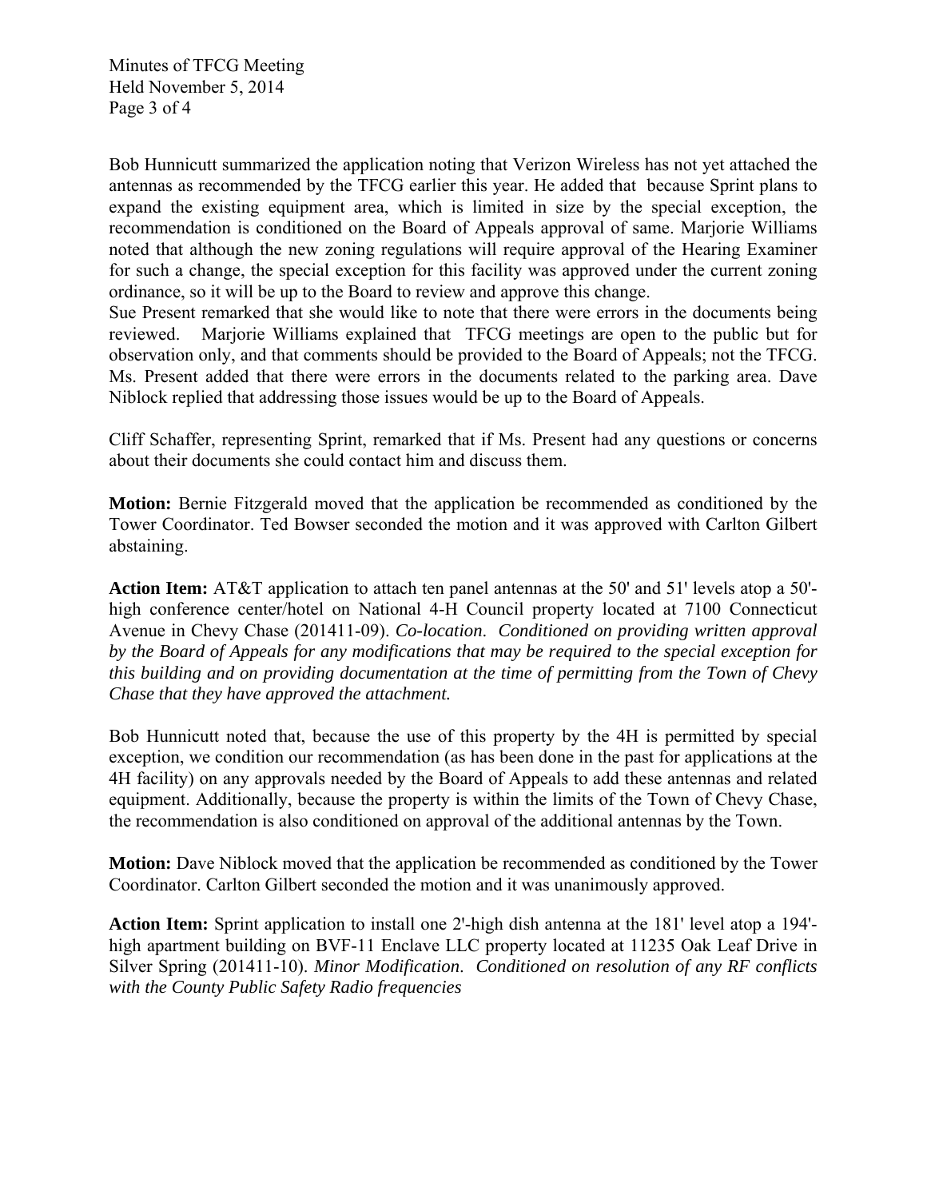Bob Hunnicutt summarized the application noting that Verizon Wireless has not yet attached the antennas as recommended by the TFCG earlier this year. He added that because Sprint plans to expand the existing equipment area, which is limited in size by the special exception, the recommendation is conditioned on the Board of Appeals approval of same. Marjorie Williams noted that although the new zoning regulations will require approval of the Hearing Examiner for such a change, the special exception for this facility was approved under the current zoning ordinance, so it will be up to the Board to review and approve this change.
Sue Present remarked that she would like to note that there were errors in the documents being reviewed. Marjorie Williams explained that TFCG meetings are open to the public but for observation only, and that comments should be provided to the Board of Appeals; not the TFCG. Ms. Present added that there were errors in the documents related to the parking area. Dave Niblock replied that addressing those issues would be up to the Board of Appeals.

Cliff Schaffer, representing Sprint, remarked that if Ms. Present had any questions or concerns about their documents she could contact him and discuss them.

**Motion:** Bernie Fitzgerald moved that the application be recommended as conditioned by the Tower Coordinator. Ted Bowser seconded the motion and it was approved with Carlton Gilbert abstaining.

**Action Item:** AT&T application to attach ten panel antennas at the 50' and 51' levels atop a 50'-high conference center/hotel on National 4-H Council property located at 7100 Connecticut Avenue in Chevy Chase (201411-09). *Co-location. Conditioned on providing written approval by the Board of Appeals for any modifications that may be required to the special exception for this building and on providing documentation at the time of permitting from the Town of Chevy Chase that they have approved the attachment.*

Bob Hunnicutt noted that, because the use of this property by the 4H is permitted by special exception, we condition our recommendation (as has been done in the past for applications at the 4H facility) on any approvals needed by the Board of Appeals to add these antennas and related equipment. Additionally, because the property is within the limits of the Town of Chevy Chase, the recommendation is also conditioned on approval of the additional antennas by the Town.

**Motion:** Dave Niblock moved that the application be recommended as conditioned by the Tower Coordinator. Carlton Gilbert seconded the motion and it was unanimously approved.

**Action Item:** Sprint application to install one 2'-high dish antenna at the 181' level atop a 194'-high apartment building on BVF-11 Enclave LLC property located at 11235 Oak Leaf Drive in Silver Spring (201411-10). *Minor Modification. Conditioned on resolution of any RF conflicts with the County Public Safety Radio frequencies*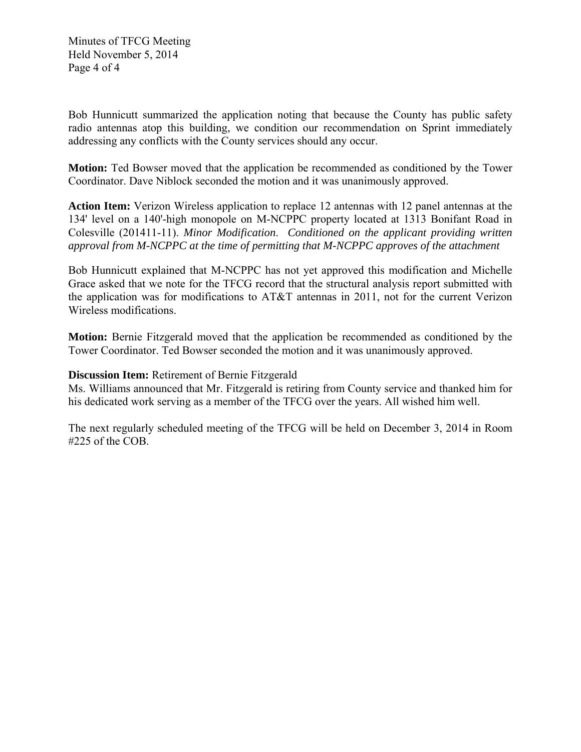Bob Hunnicutt summarized the application noting that because the County has public safety radio antennas atop this building, we condition our recommendation on Sprint immediately addressing any conflicts with the County services should any occur.

**Motion:** Ted Bowser moved that the application be recommended as conditioned by the Tower Coordinator. Dave Niblock seconded the motion and it was unanimously approved.

**Action Item:** Verizon Wireless application to replace 12 antennas with 12 panel antennas at the 134' level on a 140'-high monopole on M-NCPPC property located at 1313 Bonifant Road in Colesville (201411-11). *Minor Modification. Conditioned on the applicant providing written approval from M-NCPPC at the time of permitting that M-NCPPC approves of the attachment*

Bob Hunnicutt explained that M-NCPPC has not yet approved this modification and Michelle Grace asked that we note for the TFCG record that the structural analysis report submitted with the application was for modifications to AT&T antennas in 2011, not for the current Verizon Wireless modifications.

**Motion:** Bernie Fitzgerald moved that the application be recommended as conditioned by the Tower Coordinator. Ted Bowser seconded the motion and it was unanimously approved.

**Discussion Item:** Retirement of Bernie Fitzgerald
Ms. Williams announced that Mr. Fitzgerald is retiring from County service and thanked him for his dedicated work serving as a member of the TFCG over the years. All wished him well.

The next regularly scheduled meeting of the TFCG will be held on December 3, 2014 in Room #225 of the COB.